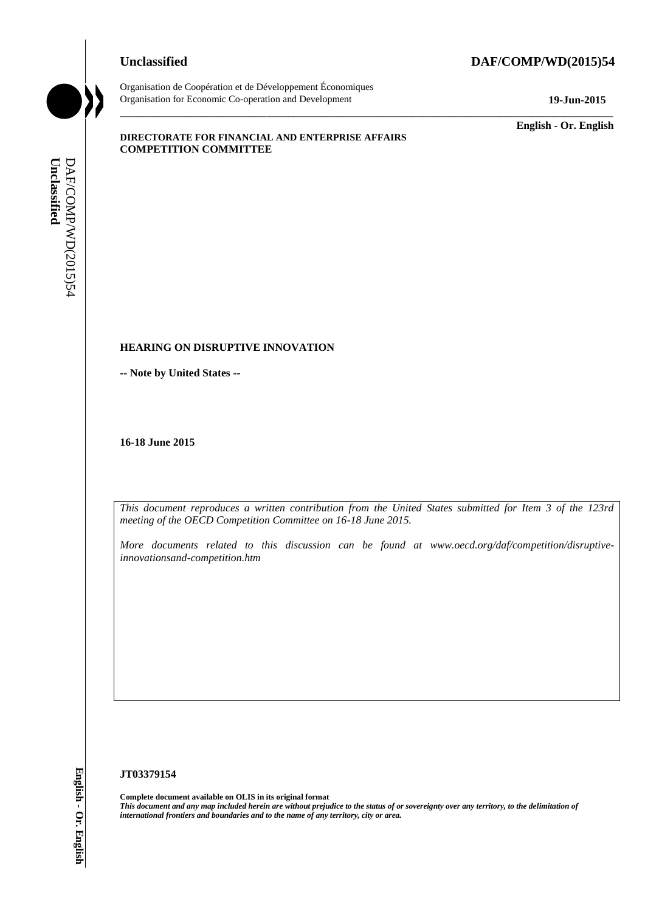**Unclassified** **DAF/COMP/WD(2015)54**

Organisation de Coopération et de Développement Économiques
Organisation for Economic Co-operation and Development

**19-Jun-2015**

**English - Or. English**

**DIRECTORATE FOR FINANCIAL AND ENTERPRISE AFFAIRS**
**COMPETITION COMMITTEE**

**HEARING ON DISRUPTIVE INNOVATION**

**-- Note by United States --**

**16-18 June 2015**

*This document reproduces a written contribution from the United States submitted for Item 3 of the 123rd meeting of the OECD Competition Committee on 16-18 June 2015.*

*More documents related to this discussion can be found at www.oecd.org/daf/competition/disruptive-innovationsand-competition.htm*

**JT03379154**

**Complete document available on OLIS in its original format**
***This document and any map included herein are without prejudice to the status of or sovereignty over any territory, to the delimitation of international frontiers and boundaries and to the name of any territory, city or area.***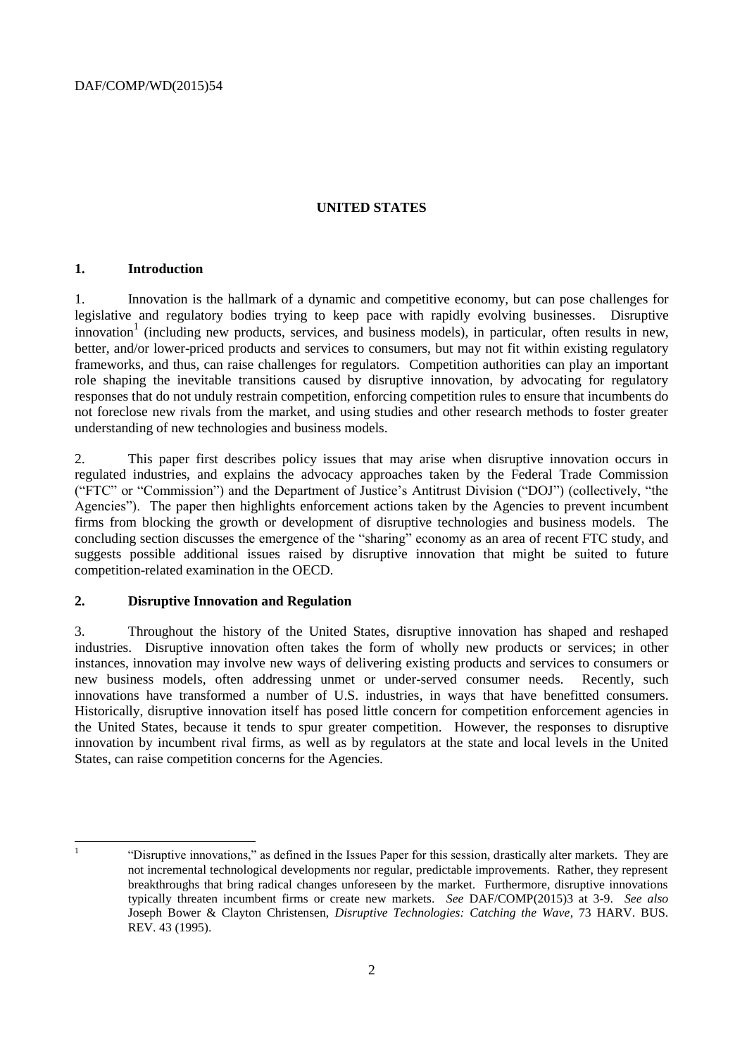# UNITED STATES

## 1. Introduction

1. Innovation is the hallmark of a dynamic and competitive economy, but can pose challenges for legislative and regulatory bodies trying to keep pace with rapidly evolving businesses. Disruptive innovation[1] (including new products, services, and business models), in particular, often results in new, better, and/or lower-priced products and services to consumers, but may not fit within existing regulatory frameworks, and thus, can raise challenges for regulators. Competition authorities can play an important role shaping the inevitable transitions caused by disruptive innovation, by advocating for regulatory responses that do not unduly restrain competition, enforcing competition rules to ensure that incumbents do not foreclose new rivals from the market, and using studies and other research methods to foster greater understanding of new technologies and business models.

2. This paper first describes policy issues that may arise when disruptive innovation occurs in regulated industries, and explains the advocacy approaches taken by the Federal Trade Commission ("FTC" or "Commission") and the Department of Justice's Antitrust Division ("DOJ") (collectively, "the Agencies"). The paper then highlights enforcement actions taken by the Agencies to prevent incumbent firms from blocking the growth or development of disruptive technologies and business models. The concluding section discusses the emergence of the "sharing" economy as an area of recent FTC study, and suggests possible additional issues raised by disruptive innovation that might be suited to future competition-related examination in the OECD.

## 2. Disruptive Innovation and Regulation

3. Throughout the history of the United States, disruptive innovation has shaped and reshaped industries. Disruptive innovation often takes the form of wholly new products or services; in other instances, innovation may involve new ways of delivering existing products and services to consumers or new business models, often addressing unmet or under-served consumer needs. Recently, such innovations have transformed a number of U.S. industries, in ways that have benefitted consumers. Historically, disruptive innovation itself has posed little concern for competition enforcement agencies in the United States, because it tends to spur greater competition. However, the responses to disruptive innovation by incumbent rival firms, as well as by regulators at the state and local levels in the United States, can raise competition concerns for the Agencies.

---

[1] "Disruptive innovations," as defined in the Issues Paper for this session, drastically alter markets. They are not incremental technological developments nor regular, predictable improvements. Rather, they represent breakthroughs that bring radical changes unforeseen by the market. Furthermore, disruptive innovations typically threaten incumbent firms or create new markets. *See* DAF/COMP(2015)3 at 3-9. *See also* Joseph Bower & Clayton Christensen, *Disruptive Technologies: Catching the Wave*, 73 HARV. BUS. REV. 43 (1995).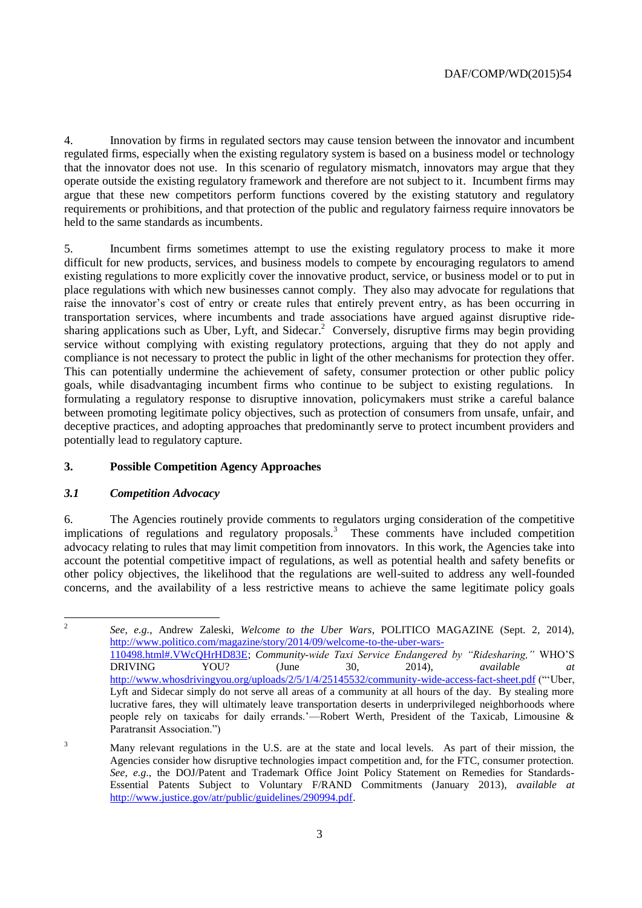4. Innovation by firms in regulated sectors may cause tension between the innovator and incumbent regulated firms, especially when the existing regulatory system is based on a business model or technology that the innovator does not use. In this scenario of regulatory mismatch, innovators may argue that they operate outside the existing regulatory framework and therefore are not subject to it. Incumbent firms may argue that these new competitors perform functions covered by the existing statutory and regulatory requirements or prohibitions, and that protection of the public and regulatory fairness require innovators be held to the same standards as incumbents.

5. Incumbent firms sometimes attempt to use the existing regulatory process to make it more difficult for new products, services, and business models to compete by encouraging regulators to amend existing regulations to more explicitly cover the innovative product, service, or business model or to put in place regulations with which new businesses cannot comply. They also may advocate for regulations that raise the innovator's cost of entry or create rules that entirely prevent entry, as has been occurring in transportation services, where incumbents and trade associations have argued against disruptive ride-sharing applications such as Uber, Lyft, and Sidecar.[2] Conversely, disruptive firms may begin providing service without complying with existing regulatory protections, arguing that they do not apply and compliance is not necessary to protect the public in light of the other mechanisms for protection they offer. This can potentially undermine the achievement of safety, consumer protection or other public policy goals, while disadvantaging incumbent firms who continue to be subject to existing regulations. In formulating a regulatory response to disruptive innovation, policymakers must strike a careful balance between promoting legitimate policy objectives, such as protection of consumers from unsafe, unfair, and deceptive practices, and adopting approaches that predominantly serve to protect incumbent providers and potentially lead to regulatory capture.

## 3. Possible Competition Agency Approaches

### *3.1 Competition Advocacy*

6. The Agencies routinely provide comments to regulators urging consideration of the competitive implications of regulations and regulatory proposals.[3] These comments have included competition advocacy relating to rules that may limit competition from innovators. In this work, the Agencies take into account the potential competitive impact of regulations, as well as potential health and safety benefits or other policy objectives, the likelihood that the regulations are well-suited to address any well-founded concerns, and the availability of a less restrictive means to achieve the same legitimate policy goals

---

[2] *See, e.g.*, Andrew Zaleski, *Welcome to the Uber Wars*, POLITICO MAGAZINE (Sept. 2, 2014), http://www.politico.com/magazine/story/2014/09/welcome-to-the-uber-wars-110498.html#.VWcQHrHD83E; *Community-wide Taxi Service Endangered by "Ridesharing,"* WHO'S DRIVING YOU? (June 30, 2014), *available at* http://www.whosdrivingyou.org/uploads/2/5/1/4/25145532/community-wide-access-fact-sheet.pdf ("'Uber, Lyft and Sidecar simply do not serve all areas of a community at all hours of the day. By stealing more lucrative fares, they will ultimately leave transportation deserts in underprivileged neighborhoods where people rely on taxicabs for daily errands.'—Robert Werth, President of the Taxicab, Limousine & Paratransit Association.")

[3] Many relevant regulations in the U.S. are at the state and local levels. As part of their mission, the Agencies consider how disruptive technologies impact competition and, for the FTC, consumer protection. *See*, *e.g*., the DOJ/Patent and Trademark Office Joint Policy Statement on Remedies for Standards-Essential Patents Subject to Voluntary F/RAND Commitments (January 2013), *available at* http://www.justice.gov/atr/public/guidelines/290994.pdf.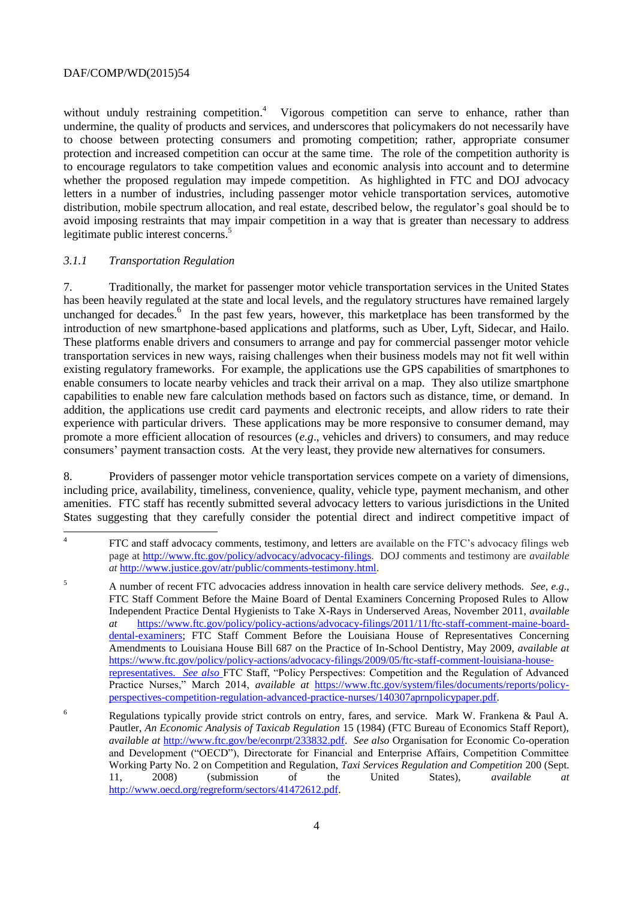without unduly restraining competition.[4] Vigorous competition can serve to enhance, rather than undermine, the quality of products and services, and underscores that policymakers do not necessarily have to choose between protecting consumers and promoting competition; rather, appropriate consumer protection and increased competition can occur at the same time. The role of the competition authority is to encourage regulators to take competition values and economic analysis into account and to determine whether the proposed regulation may impede competition. As highlighted in FTC and DOJ advocacy letters in a number of industries, including passenger motor vehicle transportation services, automotive distribution, mobile spectrum allocation, and real estate, described below, the regulator's goal should be to avoid imposing restraints that may impair competition in a way that is greater than necessary to address legitimate public interest concerns.[5]

### *3.1.1 Transportation Regulation*

7. Traditionally, the market for passenger motor vehicle transportation services in the United States has been heavily regulated at the state and local levels, and the regulatory structures have remained largely unchanged for decades.[6] In the past few years, however, this marketplace has been transformed by the introduction of new smartphone-based applications and platforms, such as Uber, Lyft, Sidecar, and Hailo. These platforms enable drivers and consumers to arrange and pay for commercial passenger motor vehicle transportation services in new ways, raising challenges when their business models may not fit well within existing regulatory frameworks. For example, the applications use the GPS capabilities of smartphones to enable consumers to locate nearby vehicles and track their arrival on a map. They also utilize smartphone capabilities to enable new fare calculation methods based on factors such as distance, time, or demand. In addition, the applications use credit card payments and electronic receipts, and allow riders to rate their experience with particular drivers. These applications may be more responsive to consumer demand, may promote a more efficient allocation of resources (*e.g*., vehicles and drivers) to consumers, and may reduce consumers' payment transaction costs. At the very least, they provide new alternatives for consumers.

8. Providers of passenger motor vehicle transportation services compete on a variety of dimensions, including price, availability, timeliness, convenience, quality, vehicle type, payment mechanism, and other amenities. FTC staff has recently submitted several advocacy letters to various jurisdictions in the United States suggesting that they carefully consider the potential direct and indirect competitive impact of

---

[4] FTC and staff advocacy comments, testimony, and letters are available on the FTC's advocacy filings web page at http://www.ftc.gov/policy/advocacy/advocacy-filings. DOJ comments and testimony are *available at* http://www.justice.gov/atr/public/comments-testimony.html.

[5] A number of recent FTC advocacies address innovation in health care service delivery methods. *See*, *e.g*., FTC Staff Comment Before the Maine Board of Dental Examiners Concerning Proposed Rules to Allow Independent Practice Dental Hygienists to Take X-Rays in Underserved Areas, November 2011, *available at* https://www.ftc.gov/policy/policy-actions/advocacy-filings/2011/11/ftc-staff-comment-maine-board-dental-examiners; FTC Staff Comment Before the Louisiana House of Representatives Concerning Amendments to Louisiana House Bill 687 on the Practice of In-School Dentistry, May 2009, *available at* https://www.ftc.gov/policy/policy-actions/advocacy-filings/2009/05/ftc-staff-comment-louisiana-house-representatives. *See also* FTC Staff, "Policy Perspectives: Competition and the Regulation of Advanced Practice Nurses," March 2014, *available at* https://www.ftc.gov/system/files/documents/reports/policy-perspectives-competition-regulation-advanced-practice-nurses/140307aprnpolicypaper.pdf.

[6] Regulations typically provide strict controls on entry, fares, and service. Mark W. Frankena & Paul A. Pautler, *An Economic Analysis of Taxicab Regulation* 15 (1984) (FTC Bureau of Economics Staff Report), *available at* http://www.ftc.gov/be/econrpt/233832.pdf. *See also* Organisation for Economic Co-operation and Development ("OECD"), Directorate for Financial and Enterprise Affairs, Competition Committee Working Party No. 2 on Competition and Regulation, *Taxi Services Regulation and Competition* 200 (Sept. 11, 2008) (submission of the United States), *available at* http://www.oecd.org/regreform/sectors/41472612.pdf.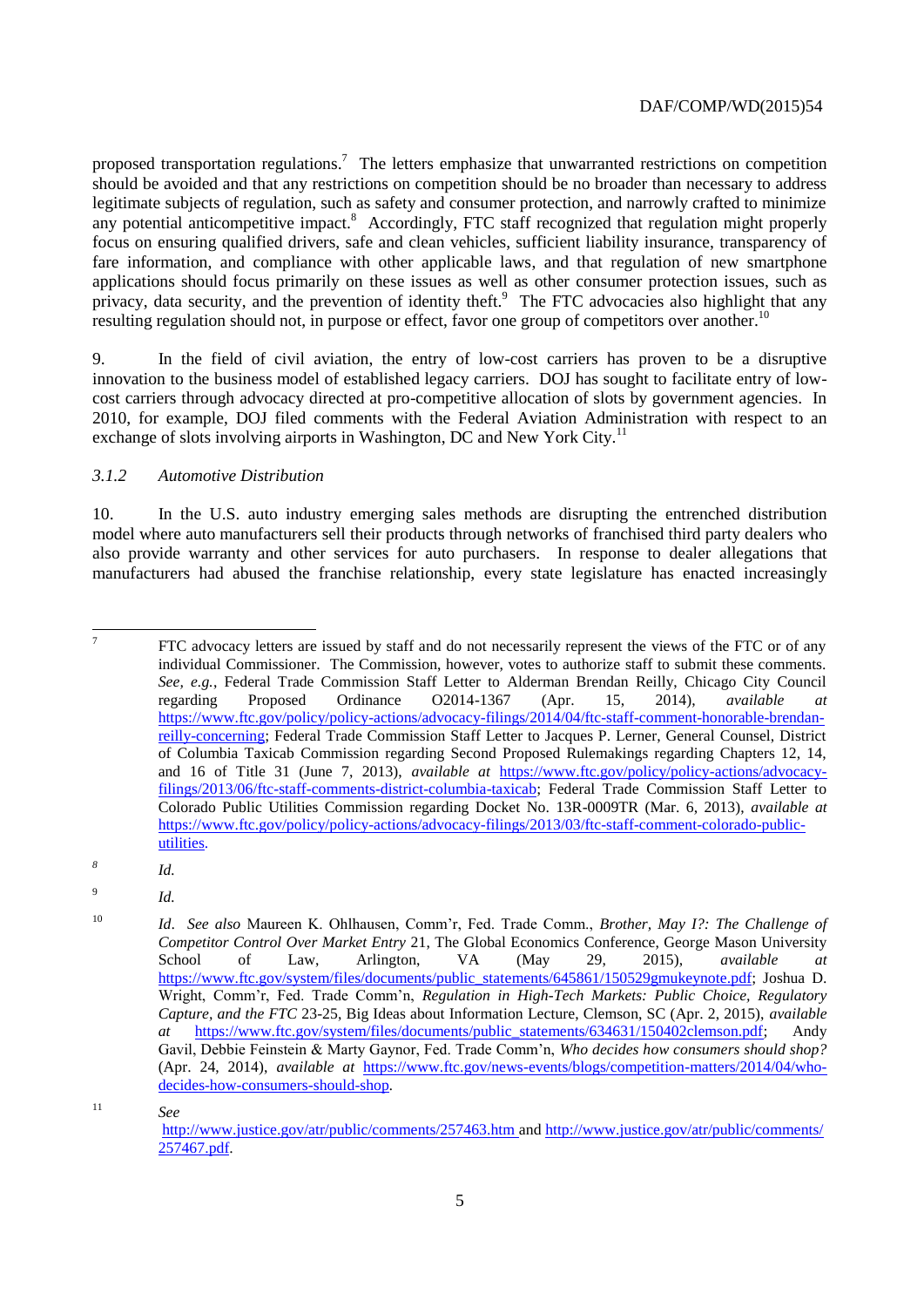proposed transportation regulations.[7] The letters emphasize that unwarranted restrictions on competition should be avoided and that any restrictions on competition should be no broader than necessary to address legitimate subjects of regulation, such as safety and consumer protection, and narrowly crafted to minimize any potential anticompetitive impact.[8] Accordingly, FTC staff recognized that regulation might properly focus on ensuring qualified drivers, safe and clean vehicles, sufficient liability insurance, transparency of fare information, and compliance with other applicable laws, and that regulation of new smartphone applications should focus primarily on these issues as well as other consumer protection issues, such as privacy, data security, and the prevention of identity theft.[9] The FTC advocacies also highlight that any resulting regulation should not, in purpose or effect, favor one group of competitors over another.[10]

9. In the field of civil aviation, the entry of low-cost carriers has proven to be a disruptive innovation to the business model of established legacy carriers. DOJ has sought to facilitate entry of low-cost carriers through advocacy directed at pro-competitive allocation of slots by government agencies. In 2010, for example, DOJ filed comments with the Federal Aviation Administration with respect to an exchange of slots involving airports in Washington, DC and New York City.[11]

### *3.1.2 Automotive Distribution*

10. In the U.S. auto industry emerging sales methods are disrupting the entrenched distribution model where auto manufacturers sell their products through networks of franchised third party dealers who also provide warranty and other services for auto purchasers. In response to dealer allegations that manufacturers had abused the franchise relationship, every state legislature has enacted increasingly

---

[7] FTC advocacy letters are issued by staff and do not necessarily represent the views of the FTC or of any individual Commissioner. The Commission, however, votes to authorize staff to submit these comments. *See, e.g.*, Federal Trade Commission Staff Letter to Alderman Brendan Reilly, Chicago City Council regarding Proposed Ordinance O2014-1367 (Apr. 15, 2014), *available at* https://www.ftc.gov/policy/policy-actions/advocacy-filings/2014/04/ftc-staff-comment-honorable-brendan-reilly-concerning; Federal Trade Commission Staff Letter to Jacques P. Lerner, General Counsel, District of Columbia Taxicab Commission regarding Second Proposed Rulemakings regarding Chapters 12, 14, and 16 of Title 31 (June 7, 2013), *available at* https://www.ftc.gov/policy/policy-actions/advocacy-filings/2013/06/ftc-staff-comments-district-columbia-taxicab; Federal Trade Commission Staff Letter to Colorado Public Utilities Commission regarding Docket No. 13R-0009TR (Mar. 6, 2013), *available at* https://www.ftc.gov/policy/policy-actions/advocacy-filings/2013/03/ftc-staff-comment-colorado-public-utilities.

[8] *Id.*

[9] *Id.*

[10] *Id*. *See also* Maureen K. Ohlhausen, Comm'r, Fed. Trade Comm., *Brother, May I?: The Challenge of Competitor Control Over Market Entry* 21, The Global Economics Conference, George Mason University School of Law, Arlington, VA (May 29, 2015), *available at* https://www.ftc.gov/system/files/documents/public_statements/645861/150529gmukeynote.pdf; Joshua D. Wright, Comm'r, Fed. Trade Comm'n, *Regulation in High-Tech Markets: Public Choice, Regulatory Capture, and the FTC* 23-25, Big Ideas about Information Lecture, Clemson, SC (Apr. 2, 2015), *available at* https://www.ftc.gov/system/files/documents/public_statements/634631/150402clemson.pdf; Andy Gavil, Debbie Feinstein & Marty Gaynor, Fed. Trade Comm'n, *Who decides how consumers should shop?* (Apr. 24, 2014), *available at* https://www.ftc.gov/news-events/blogs/competition-matters/2014/04/who-decides-how-consumers-should-shop.

[11] *See* http://www.justice.gov/atr/public/comments/257463.htm and http://www.justice.gov/atr/public/comments/257467.pdf.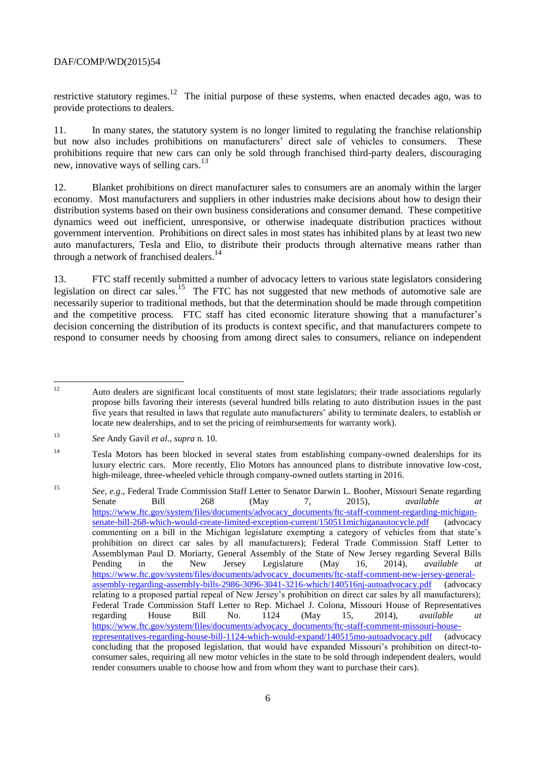restrictive statutory regimes.[12] The initial purpose of these systems, when enacted decades ago, was to provide protections to dealers.

11. In many states, the statutory system is no longer limited to regulating the franchise relationship but now also includes prohibitions on manufacturers' direct sale of vehicles to consumers. These prohibitions require that new cars can only be sold through franchised third-party dealers, discouraging new, innovative ways of selling cars.[13]

12. Blanket prohibitions on direct manufacturer sales to consumers are an anomaly within the larger economy. Most manufacturers and suppliers in other industries make decisions about how to design their distribution systems based on their own business considerations and consumer demand. These competitive dynamics weed out inefficient, unresponsive, or otherwise inadequate distribution practices without government intervention. Prohibitions on direct sales in most states has inhibited plans by at least two new auto manufacturers, Tesla and Elio, to distribute their products through alternative means rather than through a network of franchised dealers.[14]

13. FTC staff recently submitted a number of advocacy letters to various state legislators considering legislation on direct car sales.[15] The FTC has not suggested that new methods of automotive sale are necessarily superior to traditional methods, but that the determination should be made through competition and the competitive process. FTC staff has cited economic literature showing that a manufacturer's decision concerning the distribution of its products is context specific, and that manufacturers compete to respond to consumer needs by choosing from among direct sales to consumers, reliance on independent

---

[12] Auto dealers are significant local constituents of most state legislators; their trade associations regularly propose bills favoring their interests (several hundred bills relating to auto distribution issues in the past five years that resulted in laws that regulate auto manufacturers' ability to terminate dealers, to establish or locate new dealerships, and to set the pricing of reimbursements for warranty work).

[13] *See* Andy Gavil *et al*., *supra* n. 10.

[14] Tesla Motors has been blocked in several states from establishing company-owned dealerships for its luxury electric cars. More recently, Elio Motors has announced plans to distribute innovative low-cost, high-mileage, three-wheeled vehicle through company-owned outlets starting in 2016.

[15] *See, e.g*., Federal Trade Commission Staff Letter to Senator Darwin L. Booher, Missouri Senate regarding Senate Bill 268 (May 7, 2015), *available at* https://www.ftc.gov/system/files/documents/advocacy_documents/ftc-staff-comment-regarding-michigan-senate-bill-268-which-would-create-limited-exception-current/150511michiganautocycle.pdf (advocacy commenting on a bill in the Michigan legislature exempting a category of vehicles from that state's prohibition on direct car sales by all manufacturers); Federal Trade Commission Staff Letter to Assemblyman Paul D. Moriarty, General Assembly of the State of New Jersey regarding Several Bills Pending in the New Jersey Legislature (May 16, 2014), *available at* https://www.ftc.gov/system/files/documents/advocacy_documents/ftc-staff-comment-new-jersey-general-assembly-regarding-assembly-bills-2986-3096-3041-3216-which/140516nj-autoadvocacy.pdf (advocacy relating to a proposed partial repeal of New Jersey's prohibition on direct car sales by all manufacturers); Federal Trade Commission Staff Letter to Rep. Michael J. Colona, Missouri House of Representatives regarding House Bill No. 1124 (May 15, 2014), *available at* https://www.ftc.gov/system/files/documents/advocacy_documents/ftc-staff-comment-missouri-house-representatives-regarding-house-bill-1124-which-would-expand/140515mo-autoadvocacy.pdf (advocacy concluding that the proposed legislation, that would have expanded Missouri's prohibition on direct-to-consumer sales, requiring all new motor vehicles in the state to be sold through independent dealers, would render consumers unable to choose how and from whom they want to purchase their cars).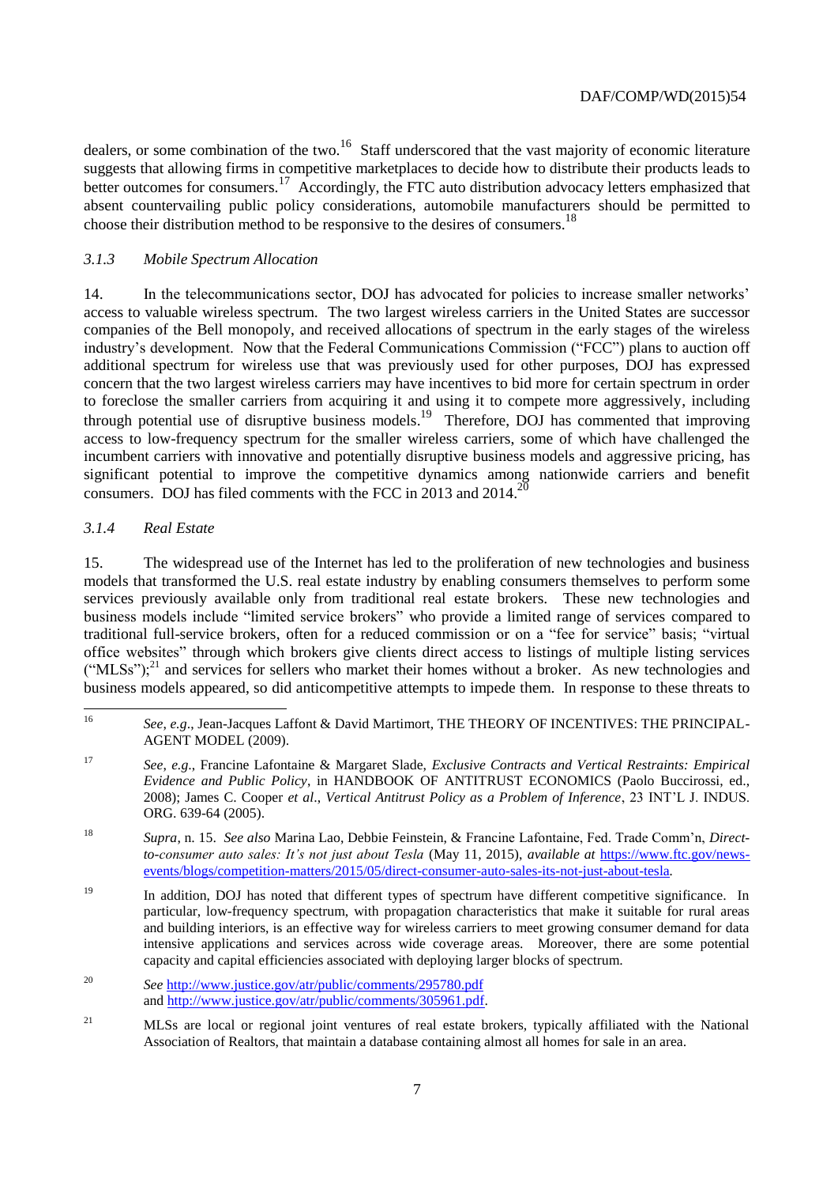dealers, or some combination of the two.[16] Staff underscored that the vast majority of economic literature suggests that allowing firms in competitive marketplaces to decide how to distribute their products leads to better outcomes for consumers.[17] Accordingly, the FTC auto distribution advocacy letters emphasized that absent countervailing public policy considerations, automobile manufacturers should be permitted to choose their distribution method to be responsive to the desires of consumers.[18]

### *3.1.3 Mobile Spectrum Allocation*

14. In the telecommunications sector, DOJ has advocated for policies to increase smaller networks' access to valuable wireless spectrum. The two largest wireless carriers in the United States are successor companies of the Bell monopoly, and received allocations of spectrum in the early stages of the wireless industry's development. Now that the Federal Communications Commission ("FCC") plans to auction off additional spectrum for wireless use that was previously used for other purposes, DOJ has expressed concern that the two largest wireless carriers may have incentives to bid more for certain spectrum in order to foreclose the smaller carriers from acquiring it and using it to compete more aggressively, including through potential use of disruptive business models.[19] Therefore, DOJ has commented that improving access to low-frequency spectrum for the smaller wireless carriers, some of which have challenged the incumbent carriers with innovative and potentially disruptive business models and aggressive pricing, has significant potential to improve the competitive dynamics among nationwide carriers and benefit consumers. DOJ has filed comments with the FCC in 2013 and 2014.[20]

### *3.1.4 Real Estate*

15. The widespread use of the Internet has led to the proliferation of new technologies and business models that transformed the U.S. real estate industry by enabling consumers themselves to perform some services previously available only from traditional real estate brokers. These new technologies and business models include "limited service brokers" who provide a limited range of services compared to traditional full-service brokers, often for a reduced commission or on a "fee for service" basis; "virtual office websites" through which brokers give clients direct access to listings of multiple listing services ("MLSs");[21] and services for sellers who market their homes without a broker. As new technologies and business models appeared, so did anticompetitive attempts to impede them. In response to these threats to

---

[16] *See, e.g.*, Jean-Jacques Laffont & David Martimort, THE THEORY OF INCENTIVES: THE PRINCIPAL-AGENT MODEL (2009).

[17] *See, e.g.*, Francine Lafontaine & Margaret Slade, *Exclusive Contracts and Vertical Restraints: Empirical Evidence and Public Policy*, in HANDBOOK OF ANTITRUST ECONOMICS (Paolo Buccirossi, ed., 2008); James C. Cooper *et al.*, *Vertical Antitrust Policy as a Problem of Inference*, 23 INT'L J. INDUS. ORG. 639-64 (2005).

[18] *Supra*, n. 15. *See also* Marina Lao, Debbie Feinstein, & Francine Lafontaine, Fed. Trade Comm'n, *Direct-to-consumer auto sales: It's not just about Tesla* (May 11, 2015), *available at* https://www.ftc.gov/news-events/blogs/competition-matters/2015/05/direct-consumer-auto-sales-its-not-just-about-tesla.

[19] In addition, DOJ has noted that different types of spectrum have different competitive significance. In particular, low-frequency spectrum, with propagation characteristics that make it suitable for rural areas and building interiors, is an effective way for wireless carriers to meet growing consumer demand for data intensive applications and services across wide coverage areas. Moreover, there are some potential capacity and capital efficiencies associated with deploying larger blocks of spectrum.

[20] *See* http://www.justice.gov/atr/public/comments/295780.pdf and http://www.justice.gov/atr/public/comments/305961.pdf.

[21] MLSs are local or regional joint ventures of real estate brokers, typically affiliated with the National Association of Realtors, that maintain a database containing almost all homes for sale in an area.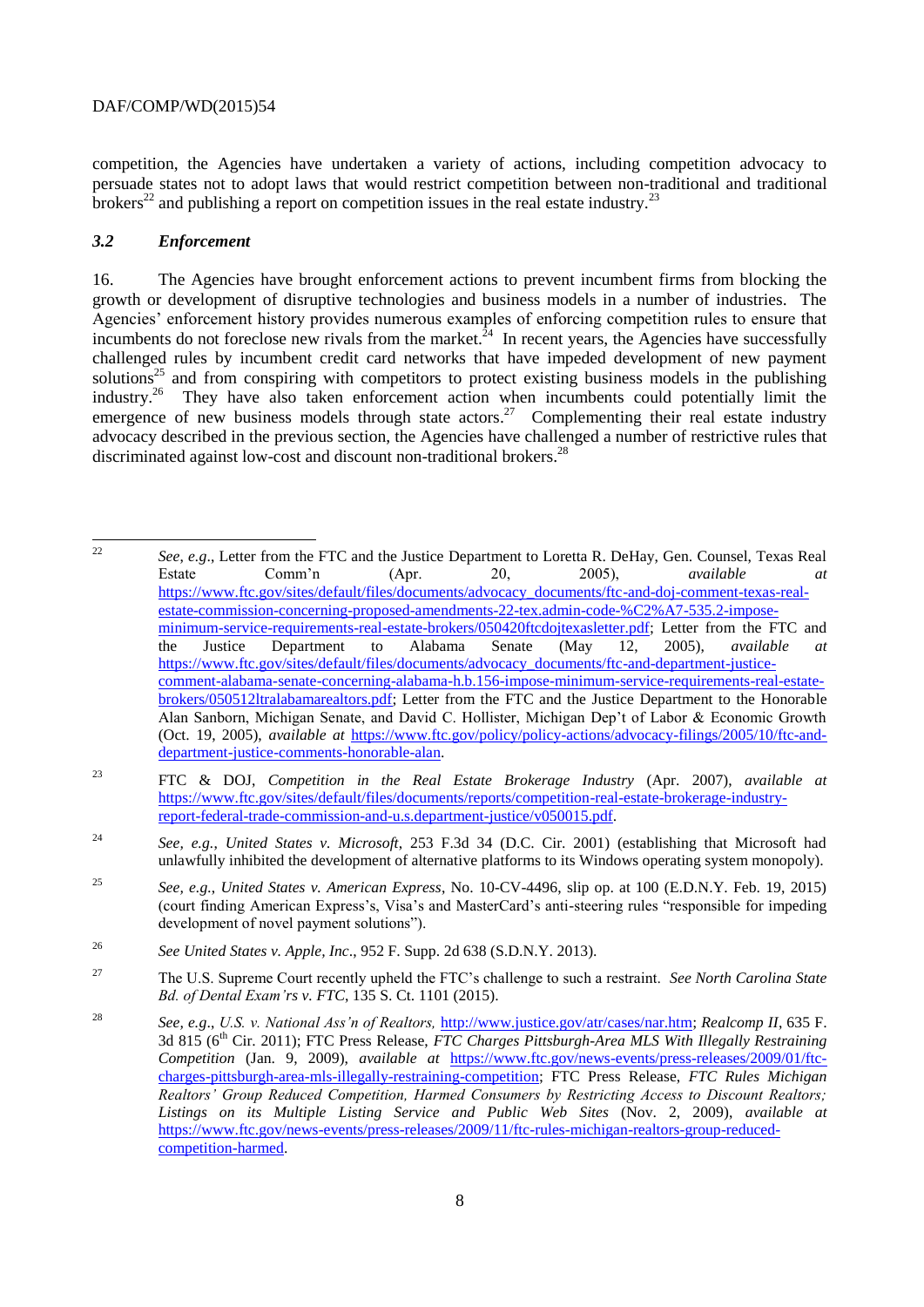competition, the Agencies have undertaken a variety of actions, including competition advocacy to persuade states not to adopt laws that would restrict competition between non-traditional and traditional brokers[22] and publishing a report on competition issues in the real estate industry.[23]

### *3.2 Enforcement*

16. The Agencies have brought enforcement actions to prevent incumbent firms from blocking the growth or development of disruptive technologies and business models in a number of industries. The Agencies' enforcement history provides numerous examples of enforcing competition rules to ensure that incumbents do not foreclose new rivals from the market.[24] In recent years, the Agencies have successfully challenged rules by incumbent credit card networks that have impeded development of new payment solutions[25] and from conspiring with competitors to protect existing business models in the publishing industry.[26] They have also taken enforcement action when incumbents could potentially limit the emergence of new business models through state actors.[27] Complementing their real estate industry advocacy described in the previous section, the Agencies have challenged a number of restrictive rules that discriminated against low-cost and discount non-traditional brokers.[28]

---

[22] *See, e.g.*, Letter from the FTC and the Justice Department to Loretta R. DeHay, Gen. Counsel, Texas Real Estate Comm'n (Apr. 20, 2005), *available at* https://www.ftc.gov/sites/default/files/documents/advocacy_documents/ftc-and-doj-comment-texas-real-estate-commission-concerning-proposed-amendments-22-tex.admin-code-%C2%A7-535.2-impose-minimum-service-requirements-real-estate-brokers/050420ftcdojtexasletter.pdf; Letter from the FTC and the Justice Department to Alabama Senate (May 12, 2005), *available at* https://www.ftc.gov/sites/default/files/documents/advocacy_documents/ftc-and-department-justice-comment-alabama-senate-concerning-alabama-h.b.156-impose-minimum-service-requirements-real-estate-brokers/050512ltralabamarealtors.pdf; Letter from the FTC and the Justice Department to the Honorable Alan Sanborn, Michigan Senate, and David C. Hollister, Michigan Dep't of Labor & Economic Growth (Oct. 19, 2005), *available at* https://www.ftc.gov/policy/policy-actions/advocacy-filings/2005/10/ftc-and-department-justice-comments-honorable-alan.

[23] FTC & DOJ, *Competition in the Real Estate Brokerage Industry* (Apr. 2007), *available at* https://www.ftc.gov/sites/default/files/documents/reports/competition-real-estate-brokerage-industry-report-federal-trade-commission-and-u.s.department-justice/v050015.pdf.

[24] *See, e.g., United States v. Microsoft*, 253 F.3d 34 (D.C. Cir. 2001) (establishing that Microsoft had unlawfully inhibited the development of alternative platforms to its Windows operating system monopoly).

[25] *See, e.g., United States v. American Express*, No. 10-CV-4496, slip op. at 100 (E.D.N.Y. Feb. 19, 2015) (court finding American Express's, Visa's and MasterCard's anti-steering rules "responsible for impeding development of novel payment solutions").

[26] *See United States v. Apple, Inc*., 952 F. Supp. 2d 638 (S.D.N.Y. 2013).

[27] The U.S. Supreme Court recently upheld the FTC's challenge to such a restraint. *See North Carolina State Bd. of Dental Exam'rs v. FTC*, 135 S. Ct. 1101 (2015).

[28] *See, e.g., U.S. v. National Ass'n of Realtors,* http://www.justice.gov/atr/cases/nar.htm; *Realcomp II*, 635 F. 3d 815 (6th Cir. 2011); FTC Press Release, *FTC Charges Pittsburgh-Area MLS With Illegally Restraining Competition* (Jan. 9, 2009), *available at* https://www.ftc.gov/news-events/press-releases/2009/01/ftc-charges-pittsburgh-area-mls-illegally-restraining-competition; FTC Press Release, *FTC Rules Michigan Realtors' Group Reduced Competition, Harmed Consumers by Restricting Access to Discount Realtors; Listings on its Multiple Listing Service and Public Web Sites* (Nov. 2, 2009), *available at* https://www.ftc.gov/news-events/press-releases/2009/11/ftc-rules-michigan-realtors-group-reduced-competition-harmed.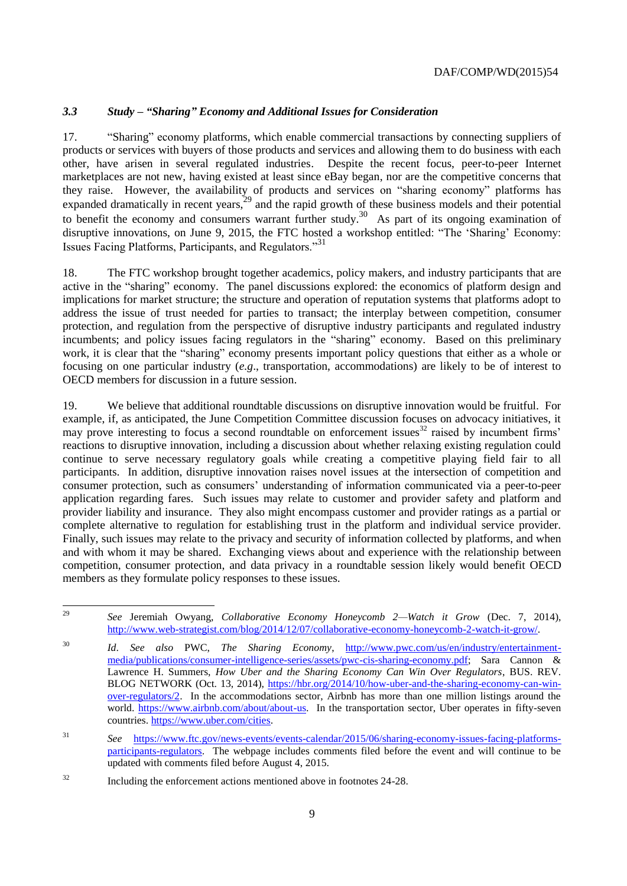### *3.3 Study – "Sharing" Economy and Additional Issues for Consideration*

17. "Sharing" economy platforms, which enable commercial transactions by connecting suppliers of products or services with buyers of those products and services and allowing them to do business with each other, have arisen in several regulated industries. Despite the recent focus, peer-to-peer Internet marketplaces are not new, having existed at least since eBay began, nor are the competitive concerns that they raise. However, the availability of products and services on "sharing economy" platforms has expanded dramatically in recent years,[29] and the rapid growth of these business models and their potential to benefit the economy and consumers warrant further study.[30] As part of its ongoing examination of disruptive innovations, on June 9, 2015, the FTC hosted a workshop entitled: "The 'Sharing' Economy: Issues Facing Platforms, Participants, and Regulators."[31]

18. The FTC workshop brought together academics, policy makers, and industry participants that are active in the "sharing" economy. The panel discussions explored: the economics of platform design and implications for market structure; the structure and operation of reputation systems that platforms adopt to address the issue of trust needed for parties to transact; the interplay between competition, consumer protection, and regulation from the perspective of disruptive industry participants and regulated industry incumbents; and policy issues facing regulators in the "sharing" economy. Based on this preliminary work, it is clear that the "sharing" economy presents important policy questions that either as a whole or focusing on one particular industry (*e.g*., transportation, accommodations) are likely to be of interest to OECD members for discussion in a future session.

19. We believe that additional roundtable discussions on disruptive innovation would be fruitful. For example, if, as anticipated, the June Competition Committee discussion focuses on advocacy initiatives, it may prove interesting to focus a second roundtable on enforcement issues[32] raised by incumbent firms' reactions to disruptive innovation, including a discussion about whether relaxing existing regulation could continue to serve necessary regulatory goals while creating a competitive playing field fair to all participants. In addition, disruptive innovation raises novel issues at the intersection of competition and consumer protection, such as consumers' understanding of information communicated via a peer-to-peer application regarding fares. Such issues may relate to customer and provider safety and platform and provider liability and insurance. They also might encompass customer and provider ratings as a partial or complete alternative to regulation for establishing trust in the platform and individual service provider. Finally, such issues may relate to the privacy and security of information collected by platforms, and when and with whom it may be shared. Exchanging views about and experience with the relationship between competition, consumer protection, and data privacy in a roundtable session likely would benefit OECD members as they formulate policy responses to these issues.

---

[29] *See* Jeremiah Owyang, *Collaborative Economy Honeycomb 2—Watch it Grow* (Dec. 7, 2014), http://www.web-strategist.com/blog/2014/12/07/collaborative-economy-honeycomb-2-watch-it-grow/.

[30] *Id*. *See also* PWC, *The Sharing Economy*, http://www.pwc.com/us/en/industry/entertainment-media/publications/consumer-intelligence-series/assets/pwc-cis-sharing-economy.pdf; Sara Cannon & Lawrence H. Summers, *How Uber and the Sharing Economy Can Win Over Regulators*, BUS. REV. BLOG NETWORK (Oct. 13, 2014), https://hbr.org/2014/10/how-uber-and-the-sharing-economy-can-win-over-regulators/2. In the accommodations sector, Airbnb has more than one million listings around the world. https://www.airbnb.com/about/about-us. In the transportation sector, Uber operates in fifty-seven countries. https://www.uber.com/cities.

[31] *See* https://www.ftc.gov/news-events/events-calendar/2015/06/sharing-economy-issues-facing-platforms-participants-regulators. The webpage includes comments filed before the event and will continue to be updated with comments filed before August 4, 2015.

[32] Including the enforcement actions mentioned above in footnotes 24-28.